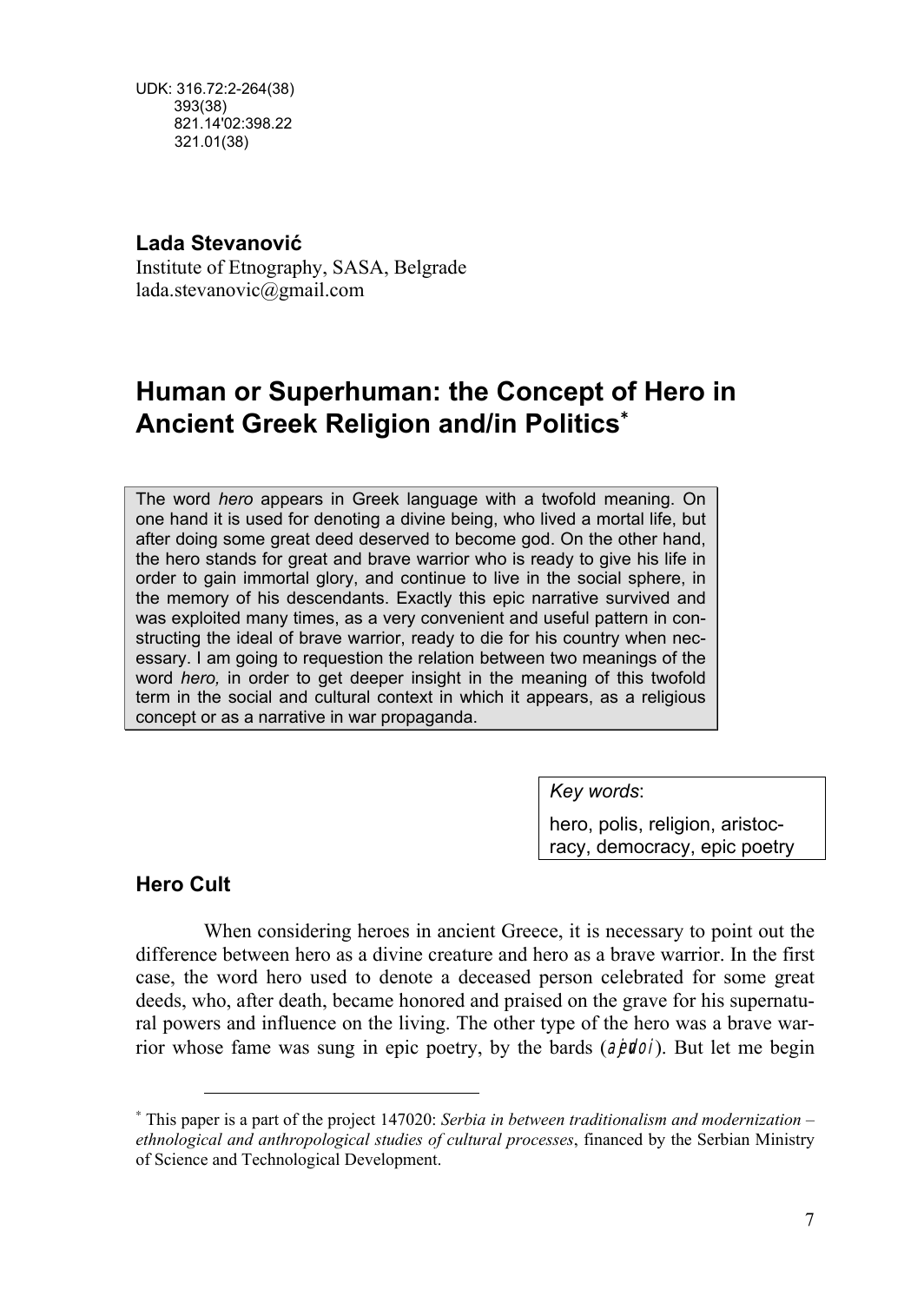UDK: 316.72:2-264(38)
393(38)
821.14'02:398.22
321.01(38)

**Lada Stevanović**
Institute of Etnography, SASA, Belgrade
lada.stevanovic@gmail.com

# Human or Superhuman: the Concept of Hero in Ancient Greek Religion and/in Politics*

The word *hero* appears in Greek language with a twofold meaning. On one hand it is used for denoting a divine being, who lived a mortal life, but after doing some great deed deserved to become god. On the other hand, the hero stands for great and brave warrior who is ready to give his life in order to gain immortal glory, and continue to live in the social sphere, in the memory of his descendants. Exactly this epic narrative survived and was exploited many times, as a very convenient and useful pattern in constructing the ideal of brave warrior, ready to die for his country when necessary. I am going to requestion the relation between two meanings of the word *hero,* in order to get deeper insight in the meaning of this twofold term in the social and cultural context in which it appears, as a religious concept or as a narrative in war propaganda.

*Key words*:
hero, polis, religion, aristocracy, democracy, epic poetry

## Hero Cult

When considering heroes in ancient Greece, it is necessary to point out the difference between hero as a divine creature and hero as a brave warrior. In the first case, the word hero used to denote a deceased person celebrated for some great deeds, who, after death, became honored and praised on the grave for his supernatural powers and influence on the living. The other type of the hero was a brave warrior whose fame was sung in epic poetry, by the bards (*ἀοιδοί*). But let me begin

---

* This paper is a part of the project 147020: *Serbia in between traditionalism and modernization – ethnological and anthropological studies of cultural processes*, financed by the Serbian Ministry of Science and Technological Development.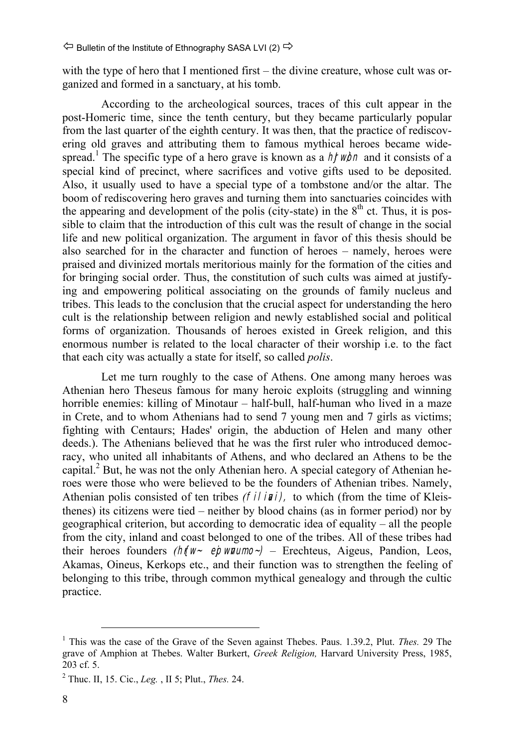with the type of hero that I mentioned first – the divine creature, whose cult was organized and formed in a sanctuary, at his tomb.

According to the archeological sources, traces of this cult appear in the post-Homeric time, since the tenth century, but they became particularly popular from the last quarter of the eighth century. It was then, that the practice of rediscovering old graves and attributing them to famous mythical heroes became widespread.[1] The specific type of a hero grave is known as a *hjwbn* and it consists of a special kind of precinct, where sacrifices and votive gifts used to be deposited. Also, it usually used to have a special type of a tombstone and/or the altar. The boom of rediscovering hero graves and turning them into sanctuaries coincides with the appearing and development of the polis (city-state) in the 8th ct. Thus, it is possible to claim that the introduction of this cult was the result of change in the social life and new political organization. The argument in favor of this thesis should be also searched for in the character and function of heroes – namely, heroes were praised and divinized mortals meritorious mainly for the formation of the cities and for bringing social order. Thus, the constitution of such cults was aimed at justifying and empowering political associating on the grounds of family nucleus and tribes. This leads to the conclusion that the crucial aspect for understanding the hero cult is the relationship between religion and newly established social and political forms of organization. Thousands of heroes existed in Greek religion, and this enormous number is related to the local character of their worship i.e. to the fact that each city was actually a state for itself, so called *polis*.

Let me turn roughly to the case of Athens. One among many heroes was Athenian hero Theseus famous for many heroic exploits (struggling and winning horrible enemies: killing of Minotaur – half-bull, half-human who lived in a maze in Crete, and to whom Athenians had to send 7 young men and 7 girls as victims; fighting with Centaurs; Hades' origin, the abduction of Helen and many other deeds.). The Athenians believed that he was the first ruler who introduced democracy, who united all inhabitants of Athens, and who declared an Athens to be the capital.[2] But, he was not the only Athenian hero. A special category of Athenian heroes were those who were believed to be the founders of Athenian tribes. Namely, Athenian polis consisted of ten tribes *(filiai)*, to which (from the time of Kleisthenes) its citizens were tied – neither by blood chains (as in former period) nor by geographical criterion, but according to democratic idea of equality – all the people from the city, inland and coast belonged to one of the tribes. All of these tribes had their heroes founders *(hrw~ epwnumo~)* – Erechteus, Aigeus, Pandion, Leos, Akamas, Oineus, Kerkops etc., and their function was to strengthen the feeling of belonging to this tribe, through common mythical genealogy and through the cultic practice.

---

[1] This was the case of the Grave of the Seven against Thebes. Paus. 1.39.2, Plut. *Thes.* 29 The grave of Amphion at Thebes. Walter Burkert, *Greek Religion,* Harvard University Press, 1985, 203 cf. 5.

[2] Thuc. II, 15. Cic., *Leg.* , II 5; Plut., *Thes.* 24.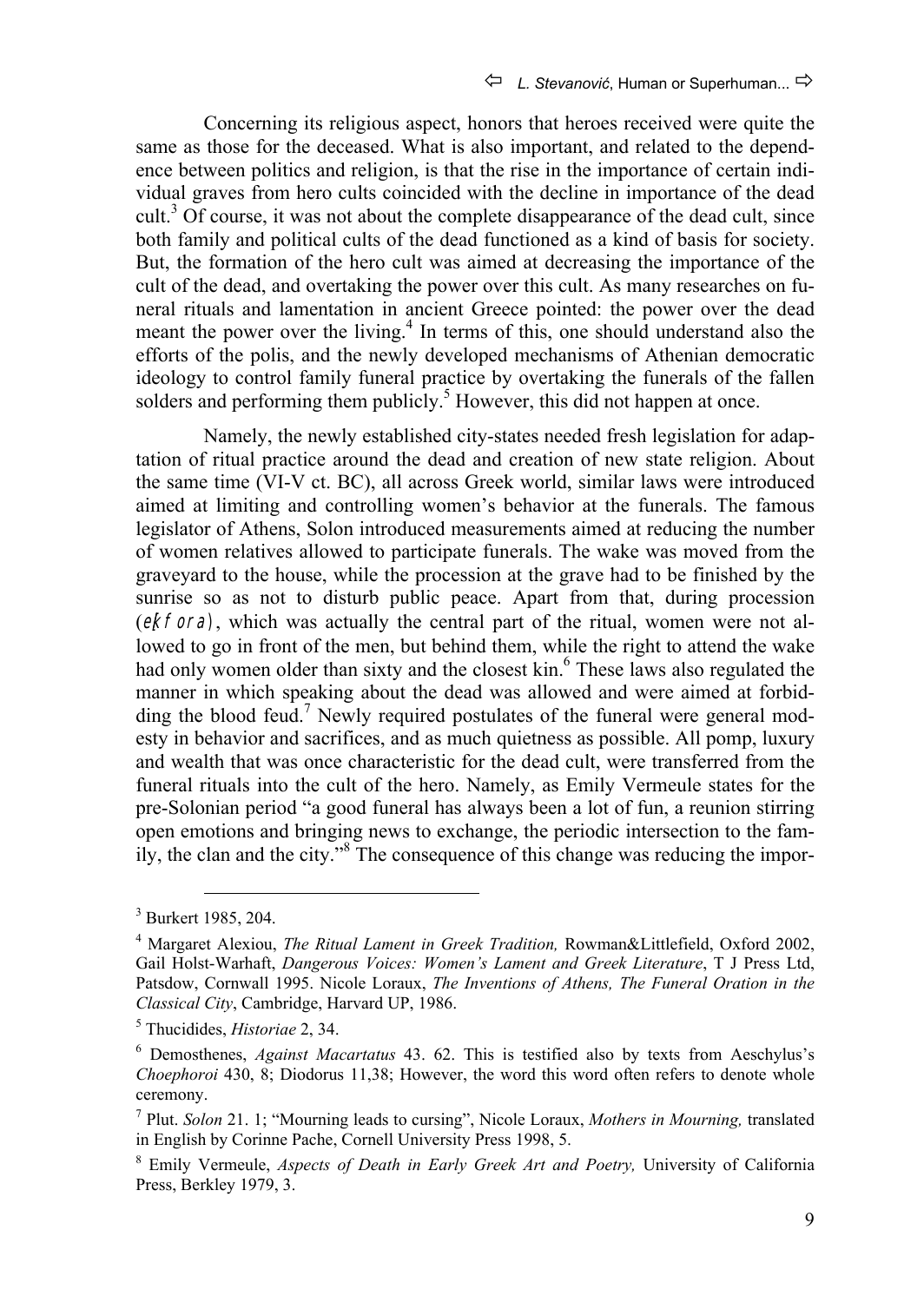Concerning its religious aspect, honors that heroes received were quite the same as those for the deceased. What is also important, and related to the dependence between politics and religion, is that the rise in the importance of certain individual graves from hero cults coincided with the decline in importance of the dead cult.[3] Of course, it was not about the complete disappearance of the dead cult, since both family and political cults of the dead functioned as a kind of basis for society. But, the formation of the hero cult was aimed at decreasing the importance of the cult of the dead, and overtaking the power over this cult. As many researches on funeral rituals and lamentation in ancient Greece pointed: the power over the dead meant the power over the living.[4] In terms of this, one should understand also the efforts of the polis, and the newly developed mechanisms of Athenian democratic ideology to control family funeral practice by overtaking the funerals of the fallen solders and performing them publicly.[5] However, this did not happen at once.

Namely, the newly established city-states needed fresh legislation for adaptation of ritual practice around the dead and creation of new state religion. About the same time (VI-V ct. BC), all across Greek world, similar laws were introduced aimed at limiting and controlling women's behavior at the funerals. The famous legislator of Athens, Solon introduced measurements aimed at reducing the number of women relatives allowed to participate funerals. The wake was moved from the graveyard to the house, while the procession at the grave had to be finished by the sunrise so as not to disturb public peace. Apart from that, during procession (*ekfora*), which was actually the central part of the ritual, women were not allowed to go in front of the men, but behind them, while the right to attend the wake had only women older than sixty and the closest kin.[6] These laws also regulated the manner in which speaking about the dead was allowed and were aimed at forbidding the blood feud.[7] Newly required postulates of the funeral were general modesty in behavior and sacrifices, and as much quietness as possible. All pomp, luxury and wealth that was once characteristic for the dead cult, were transferred from the funeral rituals into the cult of the hero. Namely, as Emily Vermeule states for the pre-Solonian period "a good funeral has always been a lot of fun, a reunion stirring open emotions and bringing news to exchange, the periodic intersection to the family, the clan and the city."[8] The consequence of this change was reducing the impor-

---

[3] Burkert 1985, 204.

[4] Margaret Alexiou, *The Ritual Lament in Greek Tradition,* Rowman&Littlefield, Oxford 2002, Gail Holst-Warhaft, *Dangerous Voices: Women's Lament and Greek Literature*, T J Press Ltd, Patsdow, Cornwall 1995. Nicole Loraux, *The Inventions of Athens, The Funeral Oration in the Classical City*, Cambridge, Harvard UP, 1986.

[5] Thucidides, *Historiae* 2, 34.

[6] Demosthenes, *Against Macartatus* 43. 62. This is testified also by texts from Aeschylus's *Choephoroi* 430, 8; Diodorus 11,38; However, the word this word often refers to denote whole ceremony.

[7] Plut. *Solon* 21. 1; "Mourning leads to cursing", Nicole Loraux, *Mothers in Mourning,* translated in English by Corinne Pache, Cornell University Press 1998, 5.

[8] Emily Vermeule, *Aspects of Death in Early Greek Art and Poetry,* University of California Press, Berkley 1979, 3.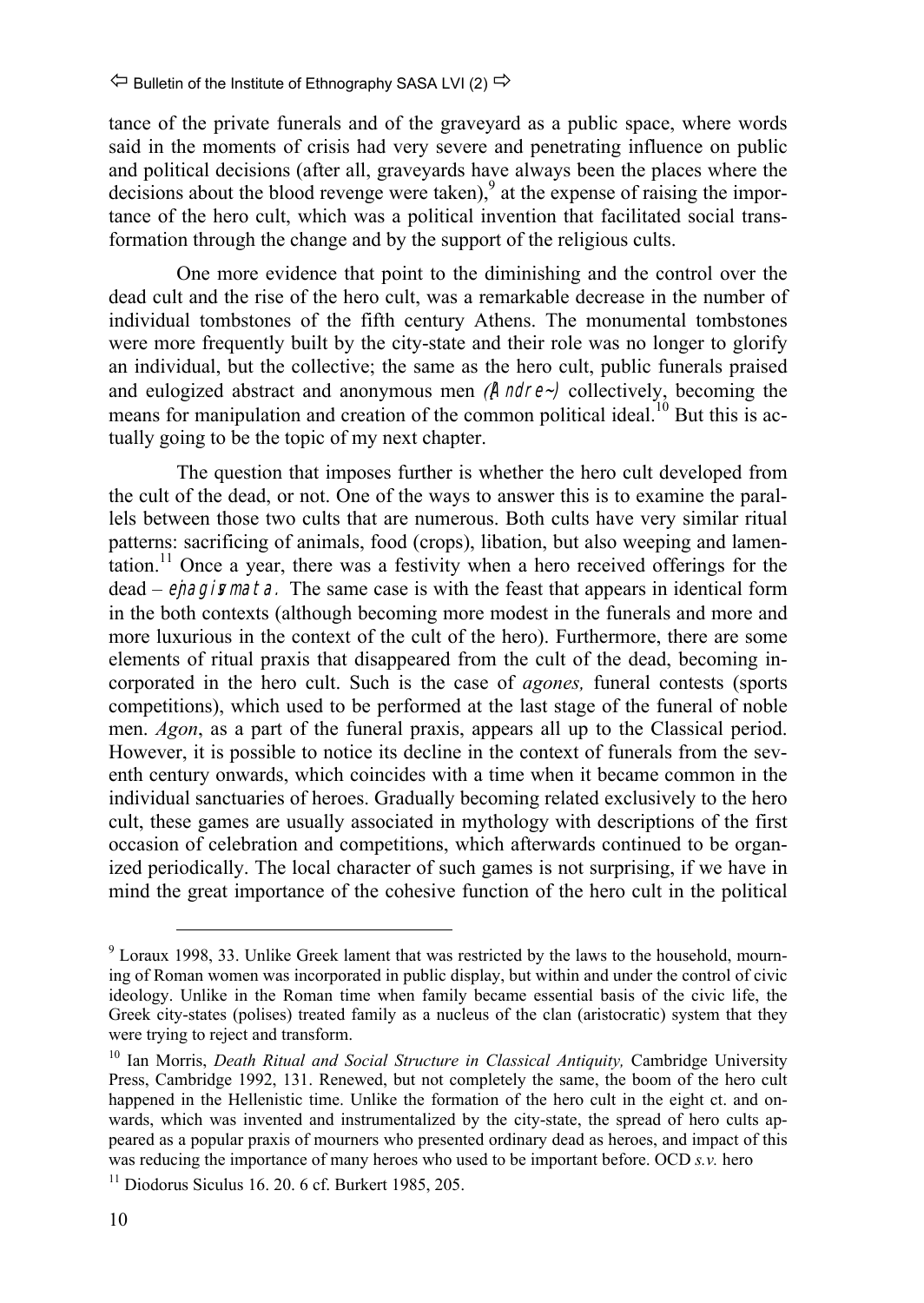tance of the private funerals and of the graveyard as a public space, where words said in the moments of crisis had very severe and penetrating influence on public and political decisions (after all, graveyards have always been the places where the decisions about the blood revenge were taken),[9] at the expense of raising the importance of the hero cult, which was a political invention that facilitated social transformation through the change and by the support of the religious cults.

One more evidence that point to the diminishing and the control over the dead cult and the rise of the hero cult, was a remarkable decrease in the number of individual tombstones of the fifth century Athens. The monumental tombstones were more frequently built by the city-state and their role was no longer to glorify an individual, but the collective; the same as the hero cult, public funerals praised and eulogized abstract and anonymous men *(Ἄνδρες)* collectively, becoming the means for manipulation and creation of the common political ideal.[10] But this is actually going to be the topic of my next chapter.

The question that imposes further is whether the hero cult developed from the cult of the dead, or not. One of the ways to answer this is to examine the parallels between those two cults that are numerous. Both cults have very similar ritual patterns: sacrificing of animals, food (crops), libation, but also weeping and lamentation.[11] Once a year, there was a festivity when a hero received offerings for the dead – *ἐναγίσματα.* The same case is with the feast that appears in identical form in the both contexts (although becoming more modest in the funerals and more and more luxurious in the context of the cult of the hero). Furthermore, there are some elements of ritual praxis that disappeared from the cult of the dead, becoming incorporated in the hero cult. Such is the case of *agones,* funeral contests (sports competitions), which used to be performed at the last stage of the funeral of noble men. *Agon*, as a part of the funeral praxis, appears all up to the Classical period. However, it is possible to notice its decline in the context of funerals from the seventh century onwards, which coincides with a time when it became common in the individual sanctuaries of heroes. Gradually becoming related exclusively to the hero cult, these games are usually associated in mythology with descriptions of the first occasion of celebration and competitions, which afterwards continued to be organized periodically. The local character of such games is not surprising, if we have in mind the great importance of the cohesive function of the hero cult in the political

---

[9] Loraux 1998, 33. Unlike Greek lament that was restricted by the laws to the household, mourning of Roman women was incorporated in public display, but within and under the control of civic ideology. Unlike in the Roman time when family became essential basis of the civic life, the Greek city-states (polises) treated family as a nucleus of the clan (aristocratic) system that they were trying to reject and transform.

[10] Ian Morris, *Death Ritual and Social Structure in Classical Antiquity,* Cambridge University Press, Cambridge 1992, 131. Renewed, but not completely the same, the boom of the hero cult happened in the Hellenistic time. Unlike the formation of the hero cult in the eight ct. and onwards, which was invented and instrumentalized by the city-state, the spread of hero cults appeared as a popular praxis of mourners who presented ordinary dead as heroes, and impact of this was reducing the importance of many heroes who used to be important before. OCD *s.v.* hero

[11] Diodorus Siculus 16. 20. 6 cf. Burkert 1985, 205.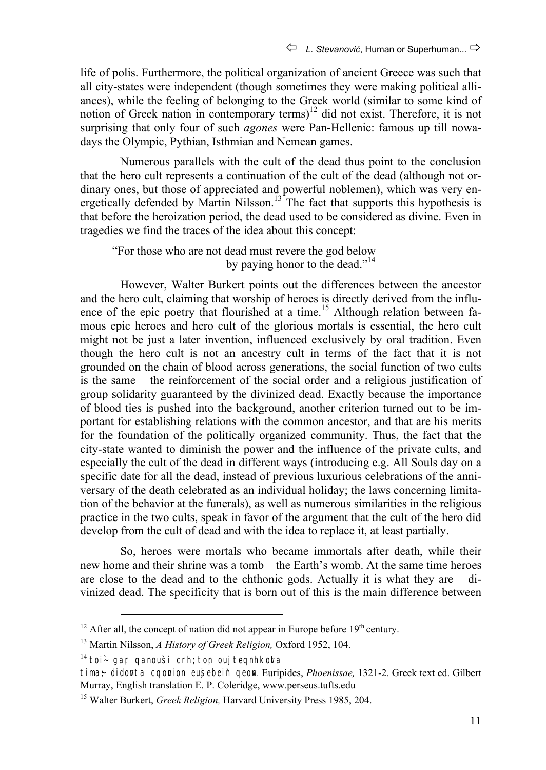life of polis. Furthermore, the political organization of ancient Greece was such that all city-states were independent (though sometimes they were making political alliances), while the feeling of belonging to the Greek world (similar to some kind of notion of Greek nation in contemporary terms)[12] did not exist. Therefore, it is not surprising that only four of such *agones* were Pan-Hellenic: famous up till nowadays the Olympic, Pythian, Isthmian and Nemean games.

Numerous parallels with the cult of the dead thus point to the conclusion that the hero cult represents a continuation of the cult of the dead (although not ordinary ones, but those of appreciated and powerful noblemen), which was very energetically defended by Martin Nilsson.[13] The fact that supports this hypothesis is that before the heroization period, the dead used to be considered as divine. Even in tragedies we find the traces of the idea about this concept:

> "For those who are not dead must revere the god below
> by paying honor to the dead."[14]

However, Walter Burkert points out the differences between the ancestor and the hero cult, claiming that worship of heroes is directly derived from the influence of the epic poetry that flourished at a time.[15] Although relation between famous epic heroes and hero cult of the glorious mortals is essential, the hero cult might not be just a later invention, influenced exclusively by oral tradition. Even though the hero cult is not an ancestry cult in terms of the fact that it is not grounded on the chain of blood across generations, the social function of two cults is the same – the reinforcement of the social order and a religious justification of group solidarity guaranteed by the divinized dead. Exactly because the importance of blood ties is pushed into the background, another criterion turned out to be important for establishing relations with the common ancestor, and that are his merits for the foundation of the politically organized community. Thus, the fact that the city-state wanted to diminish the power and the influence of the private cults, and especially the cult of the dead in different ways (introducing e.g. All Souls day on a specific date for all the dead, instead of previous luxurious celebrations of the anniversary of the death celebrated as an individual holiday; the laws concerning limitation of the behavior at the funerals), as well as numerous similarities in the religious practice in the two cults, speak in favor of the argument that the cult of the hero did develop from the cult of dead and with the idea to replace it, at least partially.

So, heroes were mortals who became immortals after death, while their new home and their shrine was a tomb – the Earth's womb. At the same time heroes are close to the dead and to the chthonic gods. Actually it is what they are – divinized dead. The specificity that is born out of this is the main difference between

---

[12] After all, the concept of nation did not appear in Europe before 19th century.

[13] Martin Nilsson, *A History of Greek Religion,* Oxford 1952, 104.

[14] toi`~ gar; qanou`si crh; to;n ouj teqnhko;ta tima;~ didovnta cqovnion eujsebei`n qeovn. Euripides, *Phoenissae,* 1321-2. Greek text ed. Gilbert Murray, English translation E. P. Coleridge, www.perseus.tufts.edu

[15] Walter Burkert, *Greek Religion,* Harvard University Press 1985, 204.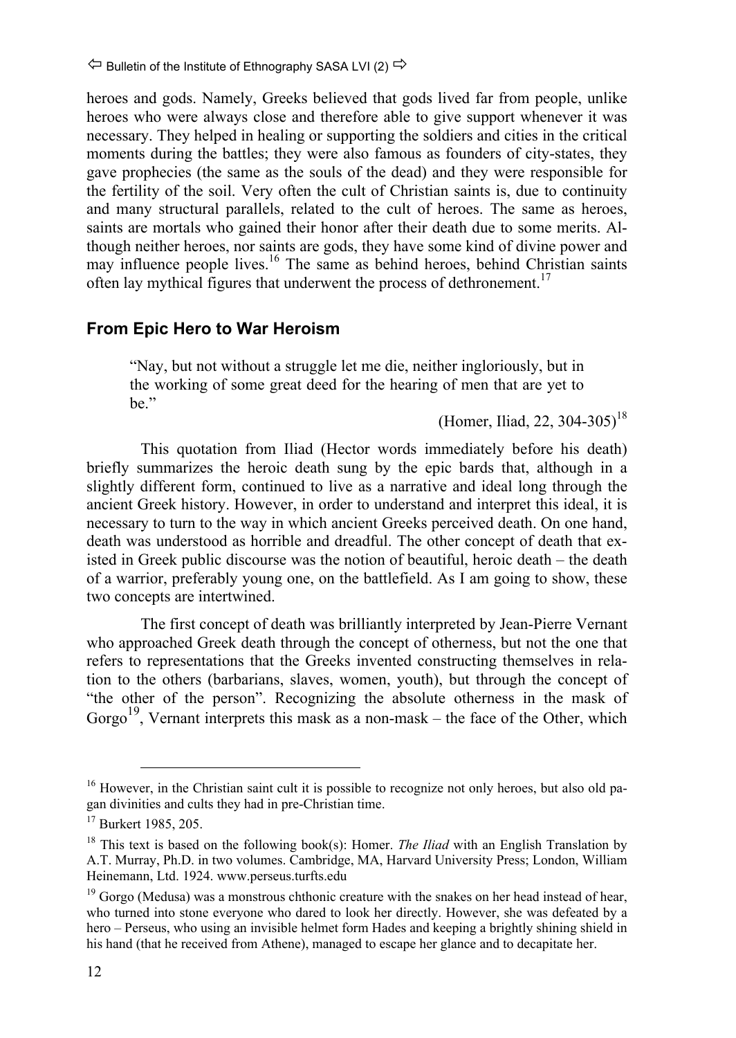heroes and gods. Namely, Greeks believed that gods lived far from people, unlike heroes who were always close and therefore able to give support whenever it was necessary. They helped in healing or supporting the soldiers and cities in the critical moments during the battles; they were also famous as founders of city-states, they gave prophecies (the same as the souls of the dead) and they were responsible for the fertility of the soil. Very often the cult of Christian saints is, due to continuity and many structural parallels, related to the cult of heroes. The same as heroes, saints are mortals who gained their honor after their death due to some merits. Although neither heroes, nor saints are gods, they have some kind of divine power and may influence people lives.[16] The same as behind heroes, behind Christian saints often lay mythical figures that underwent the process of dethronement.[17]

## From Epic Hero to War Heroism

> "Nay, but not without a struggle let me die, neither ingloriously, but in the working of some great deed for the hearing of men that are yet to be."
>
> (Homer, Iliad, 22, 304-305)[18]

This quotation from Iliad (Hector words immediately before his death) briefly summarizes the heroic death sung by the epic bards that, although in a slightly different form, continued to live as a narrative and ideal long through the ancient Greek history. However, in order to understand and interpret this ideal, it is necessary to turn to the way in which ancient Greeks perceived death. On one hand, death was understood as horrible and dreadful. The other concept of death that existed in Greek public discourse was the notion of beautiful, heroic death – the death of a warrior, preferably young one, on the battlefield. As I am going to show, these two concepts are intertwined.

The first concept of death was brilliantly interpreted by Jean-Pierre Vernant who approached Greek death through the concept of otherness, but not the one that refers to representations that the Greeks invented constructing themselves in relation to the others (barbarians, slaves, women, youth), but through the concept of "the other of the person". Recognizing the absolute otherness in the mask of Gorgo[19], Vernant interprets this mask as a non-mask – the face of the Other, which

---

[16] However, in the Christian saint cult it is possible to recognize not only heroes, but also old pagan divinities and cults they had in pre-Christian time.

[17] Burkert 1985, 205.

[18] This text is based on the following book(s): Homer. *The Iliad* with an English Translation by A.T. Murray, Ph.D. in two volumes. Cambridge, MA, Harvard University Press; London, William Heinemann, Ltd. 1924. www.perseus.turfts.edu

[19] Gorgo (Medusa) was a monstrous chthonic creature with the snakes on her head instead of hear, who turned into stone everyone who dared to look her directly. However, she was defeated by a hero – Perseus, who using an invisible helmet form Hades and keeping a brightly shining shield in his hand (that he received from Athene), managed to escape her glance and to decapitate her.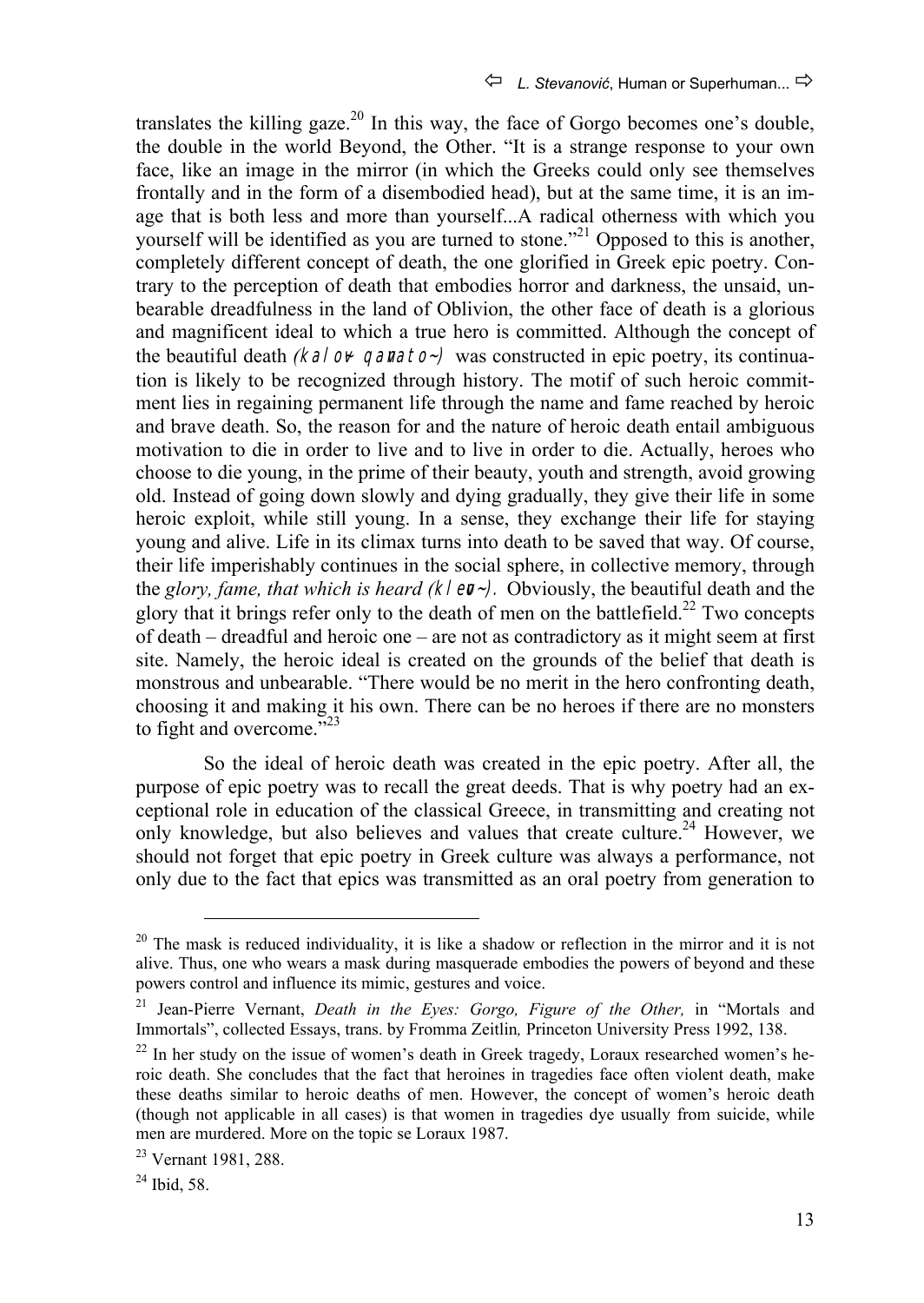translates the killing gaze.[20] In this way, the face of Gorgo becomes one's double, the double in the world Beyond, the Other. "It is a strange response to your own face, like an image in the mirror (in which the Greeks could only see themselves frontally and in the form of a disembodied head), but at the same time, it is an image that is both less and more than yourself...A radical otherness with which you yourself will be identified as you are turned to stone."[21] Opposed to this is another, completely different concept of death, the one glorified in Greek epic poetry. Contrary to the perception of death that embodies horror and darkness, the unsaid, unbearable dreadfulness in the land of Oblivion, the other face of death is a glorious and magnificent ideal to which a true hero is committed. Although the concept of the beautiful death *(kalo; qavato~)* was constructed in epic poetry, its continuation is likely to be recognized through history. The motif of such heroic commitment lies in regaining permanent life through the name and fame reached by heroic and brave death. So, the reason for and the nature of heroic death entail ambiguous motivation to die in order to live and to live in order to die. Actually, heroes who choose to die young, in the prime of their beauty, youth and strength, avoid growing old. Instead of going down slowly and dying gradually, they give their life in some heroic exploit, while still young. In a sense, they exchange their life for staying young and alive. Life in its climax turns into death to be saved that way. Of course, their life imperishably continues in the social sphere, in collective memory, through the *glory, fame, that which is heard (klevo~)*. Obviously, the beautiful death and the glory that it brings refer only to the death of men on the battlefield.[22] Two concepts of death – dreadful and heroic one – are not as contradictory as it might seem at first site. Namely, the heroic ideal is created on the grounds of the belief that death is monstrous and unbearable. "There would be no merit in the hero confronting death, choosing it and making it his own. There can be no heroes if there are no monsters to fight and overcome."[23]

So the ideal of heroic death was created in the epic poetry. After all, the purpose of epic poetry was to recall the great deeds. That is why poetry had an exceptional role in education of the classical Greece, in transmitting and creating not only knowledge, but also believes and values that create culture.[24] However, we should not forget that epic poetry in Greek culture was always a performance, not only due to the fact that epics was transmitted as an oral poetry from generation to

---

[20] The mask is reduced individuality, it is like a shadow or reflection in the mirror and it is not alive. Thus, one who wears a mask during masquerade embodies the powers of beyond and these powers control and influence its mimic, gestures and voice.

[21] Jean-Pierre Vernant, *Death in the Eyes: Gorgo, Figure of the Other,* in "Mortals and Immortals", collected Essays, trans. by Fromma Zeitlin*,* Princeton University Press 1992, 138.

[22] In her study on the issue of women's death in Greek tragedy, Loraux researched women's heroic death. She concludes that the fact that heroines in tragedies face often violent death, make these deaths similar to heroic deaths of men. However, the concept of women's heroic death (though not applicable in all cases) is that women in tragedies dye usually from suicide, while men are murdered. More on the topic se Loraux 1987.

[23] Vernant 1981, 288.

[24] Ibid, 58.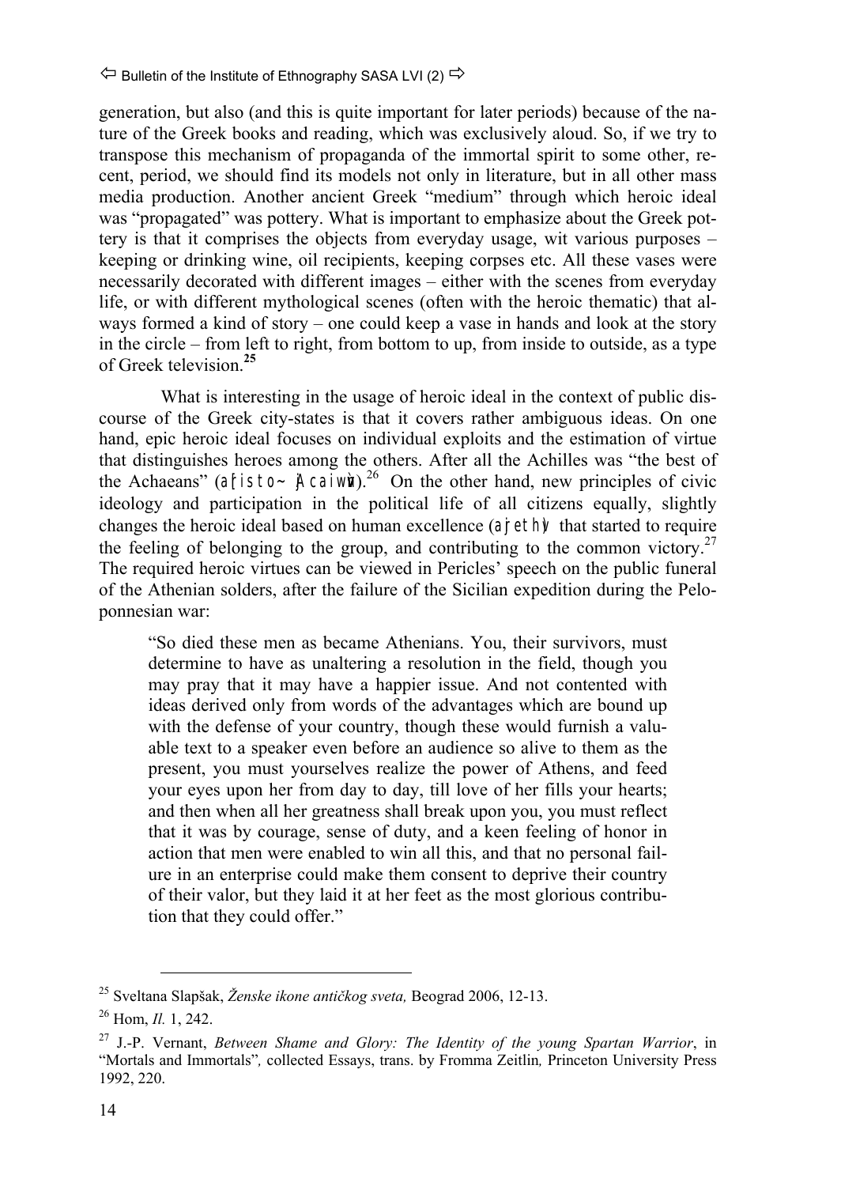generation, but also (and this is quite important for later periods) because of the nature of the Greek books and reading, which was exclusively aloud. So, if we try to transpose this mechanism of propaganda of the immortal spirit to some other, recent, period, we should find its models not only in literature, but in all other mass media production. Another ancient Greek "medium" through which heroic ideal was "propagated" was pottery. What is important to emphasize about the Greek pottery is that it comprises the objects from everyday usage, wit various purposes – keeping or drinking wine, oil recipients, keeping corpses etc. All these vases were necessarily decorated with different images – either with the scenes from everyday life, or with different mythological scenes (often with the heroic thematic) that always formed a kind of story – one could keep a vase in hands and look at the story in the circle – from left to right, from bottom to up, from inside to outside, as a type of Greek television.**[25]**

What is interesting in the usage of heroic ideal in the context of public discourse of the Greek city-states is that it covers rather ambiguous ideas. On one hand, epic heroic ideal focuses on individual exploits and the estimation of virtue that distinguishes heroes among the others. After all the Achilles was "the best of the Achaeans" (ἄριστος Ἀχαιῶν).[26] On the other hand, new principles of civic ideology and participation in the political life of all citizens equally, slightly changes the heroic ideal based on human excellence (ἀρετή) that started to require the feeling of belonging to the group, and contributing to the common victory.[27] The required heroic virtues can be viewed in Pericles' speech on the public funeral of the Athenian solders, after the failure of the Sicilian expedition during the Peloponnesian war:

> "So died these men as became Athenians. You, their survivors, must determine to have as unaltering a resolution in the field, though you may pray that it may have a happier issue. And not contented with ideas derived only from words of the advantages which are bound up with the defense of your country, though these would furnish a valuable text to a speaker even before an audience so alive to them as the present, you must yourselves realize the power of Athens, and feed your eyes upon her from day to day, till love of her fills your hearts; and then when all her greatness shall break upon you, you must reflect that it was by courage, sense of duty, and a keen feeling of honor in action that men were enabled to win all this, and that no personal failure in an enterprise could make them consent to deprive their country of their valor, but they laid it at her feet as the most glorious contribution that they could offer."

---

[25] Sveltana Slapšak, *Ženske ikone antičkog sveta,* Beograd 2006, 12-13.

[26] Hom, *Il.* 1, 242.

[27] J.-P. Vernant, *Between Shame and Glory: The Identity of the young Spartan Warrior*, in "Mortals and Immortals"*,* collected Essays, trans. by Fromma Zeitlin*,* Princeton University Press 1992, 220.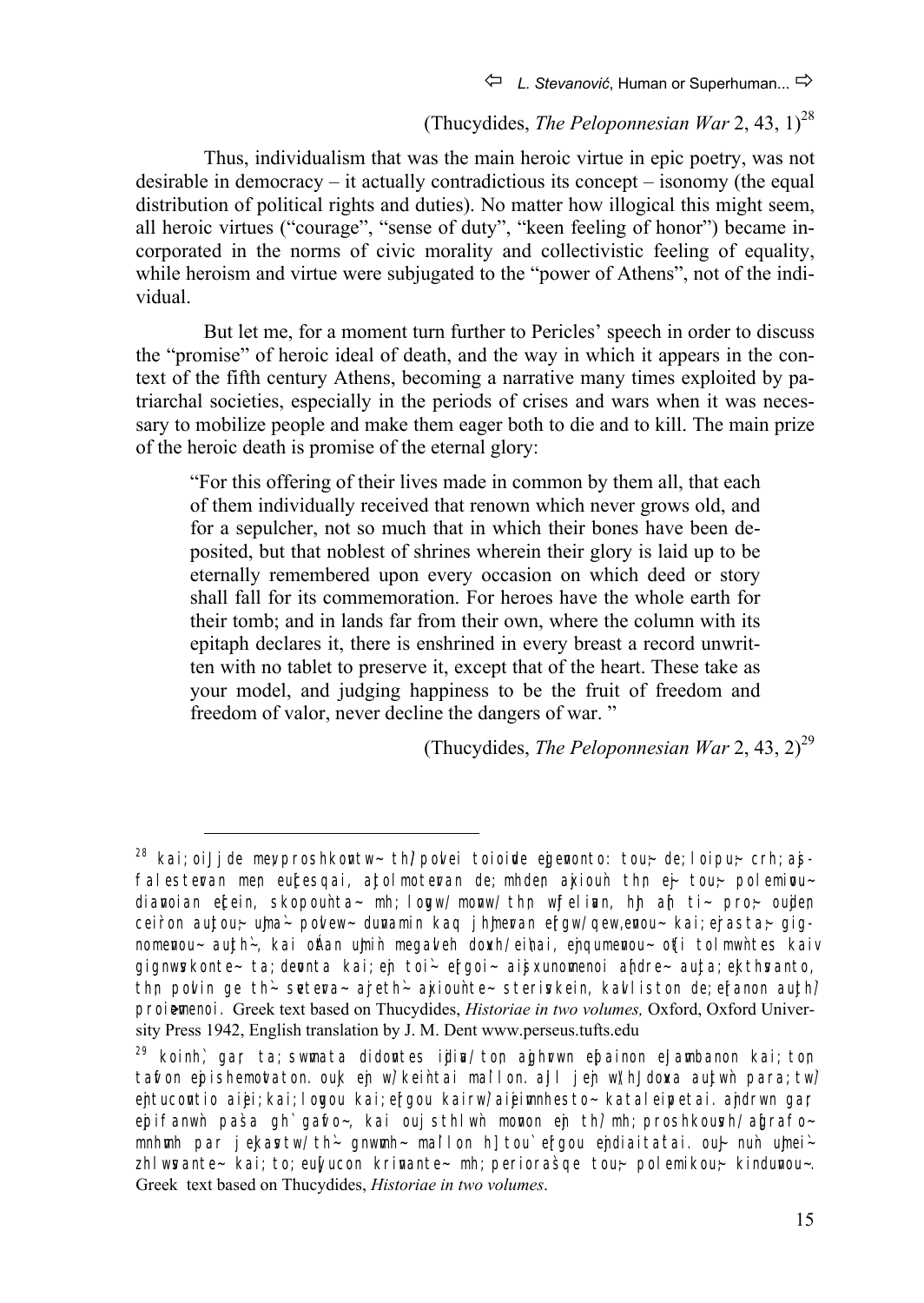(Thucydides, *The Peloponnesian War* 2, 43, 1)[28]

Thus, individualism that was the main heroic virtue in epic poetry, was not desirable in democracy – it actually contradictious its concept – isonomy (the equal distribution of political rights and duties). No matter how illogical this might seem, all heroic virtues ("courage", "sense of duty", "keen feeling of honor") became incorporated in the norms of civic morality and collectivistic feeling of equality, while heroism and virtue were subjugated to the "power of Athens", not of the individual.

But let me, for a moment turn further to Pericles' speech in order to discuss the "promise" of heroic ideal of death, and the way in which it appears in the context of the fifth century Athens, becoming a narrative many times exploited by patriarchal societies, especially in the periods of crises and wars when it was necessary to mobilize people and make them eager both to die and to kill. The main prize of the heroic death is promise of the eternal glory:

> "For this offering of their lives made in common by them all, that each of them individually received that renown which never grows old, and for a sepulcher, not so much that in which their bones have been deposited, but that noblest of shrines wherein their glory is laid up to be eternally remembered upon every occasion on which deed or story shall fall for its commemoration. For heroes have the whole earth for their tomb; and in lands far from their own, where the column with its epitaph declares it, there is enshrined in every breast a record unwritten with no tablet to preserve it, except that of the heart. These take as your model, and judging happiness to be the fruit of freedom and freedom of valor, never decline the dangers of war. "

(Thucydides, *The Peloponnesian War* 2, 43, 2)[29]

---

[28] kai; oiJ j de meVproshkontw~ th/ povlei toioivde eJgevonto: tou;~ de; loipou;~ crh; aj-falestevran men eu[cesqai, a[tolmotevran de; mhden a[xiouǹ thn eJ~ tou;~ polemivou~ diavnoian e[cein, skopouǹta~ mh; lovgw/ movnw/ thn wj feliavn, h}n a[n ti~ pro;~ oujden ceiron aujtou;~ uJma`~ poVlew~ duvnamin kaq j hJmevran e[rgw/ qewevnou~ kai; ejrasta;~ gig-nomevnou~ auj th`~, kai o{tan uJmiǹ megavlh doxh/ eiǹai, ejnqumevnou~ o{ti tolmwǹte~ kaiv gignwvskonte~ ta; devonta kai; ejn toi`~ e[rgoi~ aij sxunovmenoi a[ndre~ auj ta; ej kthvsanto, thn poVlin ge th`~ sfetevra~ ajreth`~ ajxiouǹte~ sterivskein, kavlliston de; e[ranon auj th/ proievmenoi. Greek text based on Thucydides, *Historiae in two volumes,* Oxford, Oxford University Press 1942, English translation by J. M. Dent www.perseus.tufts.edu

[29] koinh`, gar ta; swvmata didovnte~ ijdiva/ ton ajghvrwn e[painon ejlavmbanon kai; ton tavfon ej pishmovtaton. ouj k ej n w/ keiǹtai ma'llon. aJ ll j ej n w/ hJ doxva auj twǹ para; tw/ ej ntucovnti aijei; kai; lovgou kai; e[rgou kairw/ aijeimvnhsto~ kataleivpetai. a[ndrwn gar ej pifanwǹ paǹa gh` tavfo~, kai ouj sthlwǹ movnon ej n th/ mh; proshkouvsh/ a[grafo~ mnhvmh par j eJkavstw/ th`~ gnwvmh~ ma'llon h] tou` e[rgou ejndiaitaǹtai. ou}~ nuǹ uJmei`~ zhlwvsante~ kai; to; euj vucon krivnante~ mh; periora'sqe tou;~ polemikou;~ kinduvnou~. Greek text based on Thucydides, *Historiae in two volumes*.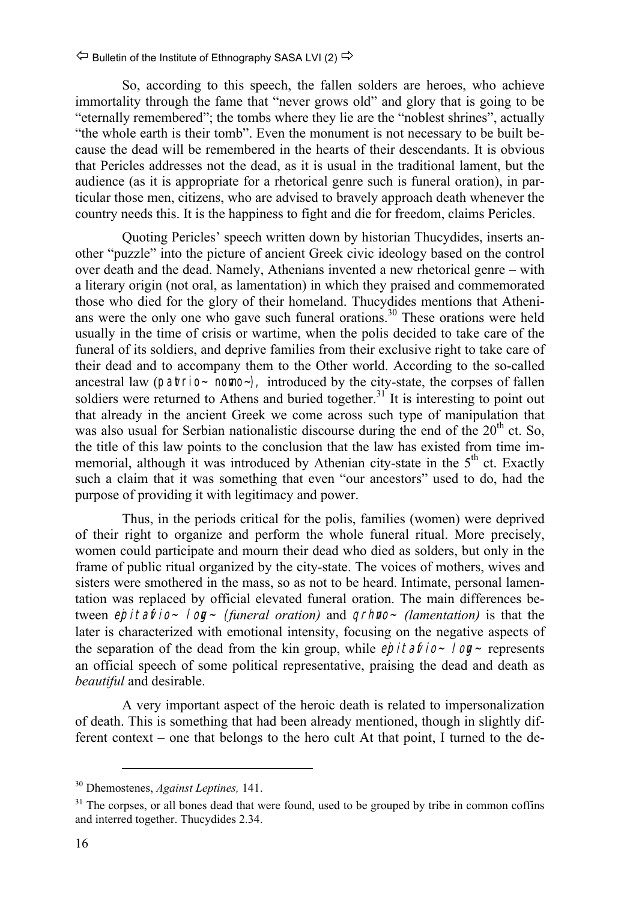So, according to this speech, the fallen soldiers are heroes, who achieve immortality through the fame that "never grows old" and glory that is going to be "eternally remembered"; the tombs where they lie are the "noblest shrines", actually "the whole earth is their tomb". Even the monument is not necessary to be built because the dead will be remembered in the hearts of their descendants. It is obvious that Pericles addresses not the dead, as it is usual in the traditional lament, but the audience (as it is appropriate for a rhetorical genre such is funeral oration), in particular those men, citizens, who are advised to bravely approach death whenever the country needs this. It is the happiness to fight and die for freedom, claims Pericles.

Quoting Pericles' speech written down by historian Thucydides, inserts another "puzzle" into the picture of ancient Greek civic ideology based on the control over death and the dead. Namely, Athenians invented a new rhetorical genre – with a literary origin (not oral, as lamentation) in which they praised and commemorated those who died for the glory of their homeland. Thucydides mentions that Athenians were the only one who gave such funeral orations.[30] These orations were held usually in the time of crisis or wartime, when the polis decided to take care of the funeral of its soldiers, and deprive families from their exclusive right to take care of their dead and to accompany them to the Other world. According to the so-called ancestral law (patrios nomos), introduced by the city-state, the corpses of fallen soldiers were returned to Athens and buried together.[31] It is interesting to point out that already in the ancient Greek we come across such type of manipulation that was also usual for Serbian nationalistic discourse during the end of the 20th ct. So, the title of this law points to the conclusion that the law has existed from time immemorial, although it was introduced by Athenian city-state in the 5th ct. Exactly such a claim that it was something that even "our ancestors" used to do, had the purpose of providing it with legitimacy and power.

Thus, in the periods critical for the polis, families (women) were deprived of their right to organize and perform the whole funeral ritual. More precisely, women could participate and mourn their dead who died as soldiers, but only in the frame of public ritual organized by the city-state. The voices of mothers, wives and sisters were smothered in the mass, so as not to be heard. Intimate, personal lamentation was replaced by official elevated funeral oration. The main differences between *epitaphios logos (funeral oration)* and *threnos (lamentation)* is that the later is characterized with emotional intensity, focusing on the negative aspects of the separation of the dead from the kin group, while *epitaphios logos* represents an official speech of some political representative, praising the dead and death as *beautiful* and desirable.

A very important aspect of the heroic death is related to impersonalization of death. This is something that had been already mentioned, though in slightly different context – one that belongs to the hero cult At that point, I turned to the de-

---

[30] Dhemostenes, *Against Leptines,* 141.

[31] The corpses, or all bones dead that were found, used to be grouped by tribe in common coffins and interred together. Thucydides 2.34.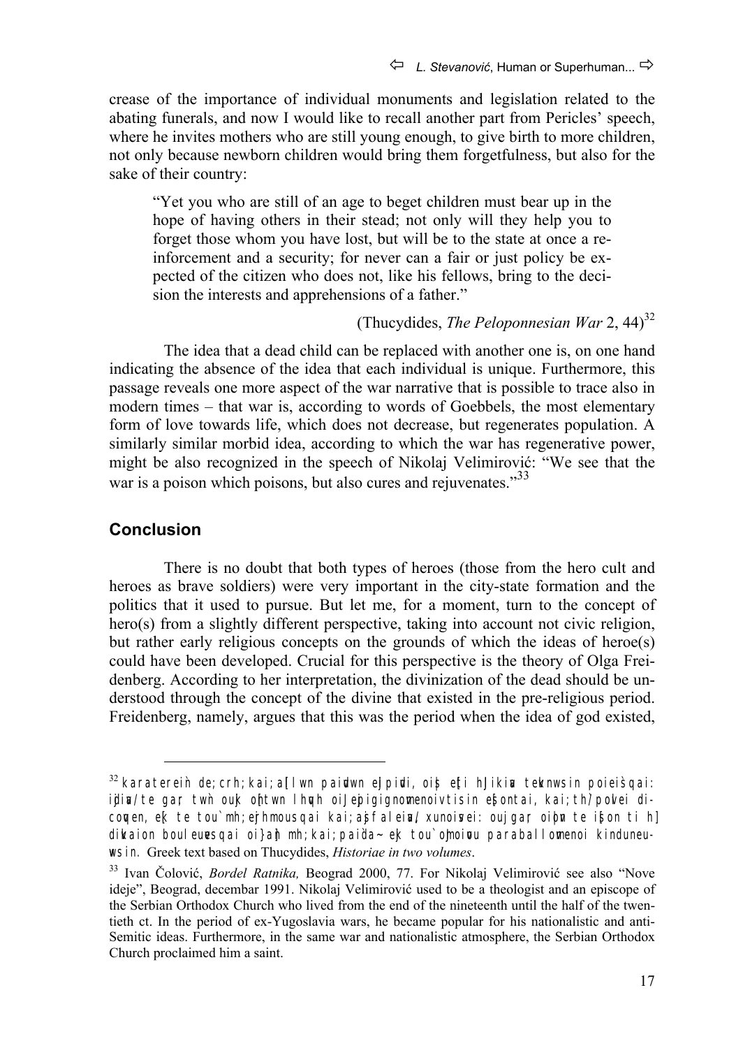crease of the importance of individual monuments and legislation related to the abating funerals, and now I would like to recall another part from Pericles' speech, where he invites mothers who are still young enough, to give birth to more children, not only because newborn children would bring them forgetfulness, but also for the sake of their country:

> "Yet you who are still of an age to beget children must bear up in the hope of having others in their stead; not only will they help you to forget those whom you have lost, but will be to the state at once a reinforcement and a security; for never can a fair or just policy be expected of the citizen who does not, like his fellows, bring to the decision the interests and apprehensions of a father."
>
> (Thucydides, *The Peloponnesian War* 2, 44)[32]

The idea that a dead child can be replaced with another one is, on one hand indicating the absence of the idea that each individual is unique. Furthermore, this passage reveals one more aspect of the war narrative that is possible to trace also in modern times – that war is, according to words of Goebbels, the most elementary form of love towards life, which does not decrease, but regenerates population. A similarly similar morbid idea, according to which the war has regenerative power, might be also recognized in the speech of Nikolaj Velimirović: "We see that the war is a poison which poisons, but also cures and rejuvenates."[33]

## Conclusion

There is no doubt that both types of heroes (those from the hero cult and heroes as brave soldiers) were very important in the city-state formation and the politics that it used to pursue. But let me, for a moment, turn to the concept of hero(s) from a slightly different perspective, taking into account not civic religion, but rather early religious concepts on the grounds of which the ideas of heroe(s) could have been developed. Crucial for this perspective is the theory of Olga Freidenberg. According to her interpretation, the divinization of the dead should be understood through the concept of the divine that existed in the pre-religious period. Freidenberg, namely, argues that this was the period when the idea of god existed,

---

[32] karaterein de;crh;kai;a[llwn paidwn eJlpidi, oi|" e[ti hJlikia teknwsin poieisqai: idia/te gar; twn ouk ontwn lhqh oiJ epigignomenoi tisin esontai, kai;th/polei dicoqen, ek te tou`mh;erhmousqai kai;asfaleia/, xunoisei: oujgar oion te i[son ti h] dikaion bouleuesqai oi}an mh;kai;paida~ ek tou`oJmoiou paraballomenoi kinduneuwsin. Greek text based on Thucydides, *Historiae in two volumes*.

[33] Ivan Čolović, *Bordel Ratnika,* Beograd 2000, 77. For Nikolaj Velimirović see also "Nove ideje", Beograd, decembar 1991. Nikolaj Velimirović used to be a theologist and an episcope of the Serbian Orthodox Church who lived from the end of the nineteenth until the half of the twentieth ct. In the period of ex-Yugoslavia wars, he became popular for his nationalistic and anti-Semitic ideas. Furthermore, in the same war and nationalistic atmosphere, the Serbian Orthodox Church proclaimed him a saint.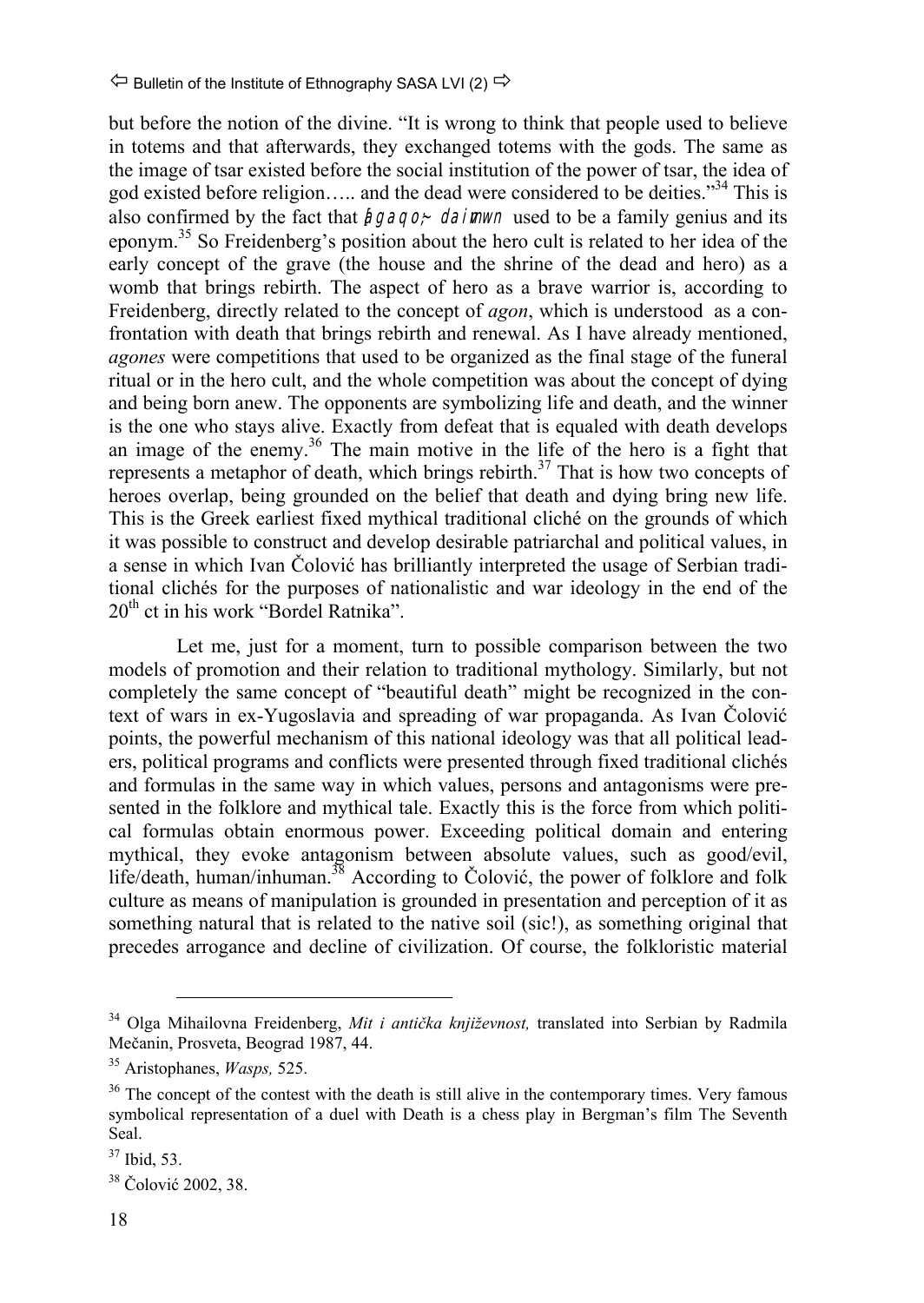but before the notion of the divine. "It is wrong to think that people used to believe in totems and that afterwards, they exchanged totems with the gods. The same as the image of tsar existed before the social institution of the power of tsar, the idea of god existed before religion….. and the dead were considered to be deities."[34] This is also confirmed by the fact that ἀγαθὸς δαίμων used to be a family genius and its eponym.[35] So Freidenberg's position about the hero cult is related to her idea of the early concept of the grave (the house and the shrine of the dead and hero) as a womb that brings rebirth. The aspect of hero as a brave warrior is, according to Freidenberg, directly related to the concept of *agon*, which is understood as a confrontation with death that brings rebirth and renewal. As I have already mentioned, *agones* were competitions that used to be organized as the final stage of the funeral ritual or in the hero cult, and the whole competition was about the concept of dying and being born anew. The opponents are symbolizing life and death, and the winner is the one who stays alive. Exactly from defeat that is equaled with death develops an image of the enemy.[36] The main motive in the life of the hero is a fight that represents a metaphor of death, which brings rebirth.[37] That is how two concepts of heroes overlap, being grounded on the belief that death and dying bring new life. This is the Greek earliest fixed mythical traditional cliché on the grounds of which it was possible to construct and develop desirable patriarchal and political values, in a sense in which Ivan Čolović has brilliantly interpreted the usage of Serbian traditional clichés for the purposes of nationalistic and war ideology in the end of the 20th ct in his work "Bordel Ratnika".

Let me, just for a moment, turn to possible comparison between the two models of promotion and their relation to traditional mythology. Similarly, but not completely the same concept of "beautiful death" might be recognized in the context of wars in ex-Yugoslavia and spreading of war propaganda. As Ivan Čolović points, the powerful mechanism of this national ideology was that all political leaders, political programs and conflicts were presented through fixed traditional clichés and formulas in the same way in which values, persons and antagonisms were presented in the folklore and mythical tale. Exactly this is the force from which political formulas obtain enormous power. Exceeding political domain and entering mythical, they evoke antagonism between absolute values, such as good/evil, life/death, human/inhuman.[38] According to Čolović, the power of folklore and folk culture as means of manipulation is grounded in presentation and perception of it as something natural that is related to the native soil (sic!), as something original that precedes arrogance and decline of civilization. Of course, the folkloristic material

---

[34] Olga Mihailovna Freidenberg, *Mit i antička književnost,* translated into Serbian by Radmila Mečanin, Prosveta, Beograd 1987, 44.

[35] Aristophanes, *Wasps,* 525.

[36] The concept of the contest with the death is still alive in the contemporary times. Very famous symbolical representation of a duel with Death is a chess play in Bergman's film The Seventh Seal.

[37] Ibid, 53.

[38] Čolović 2002, 38.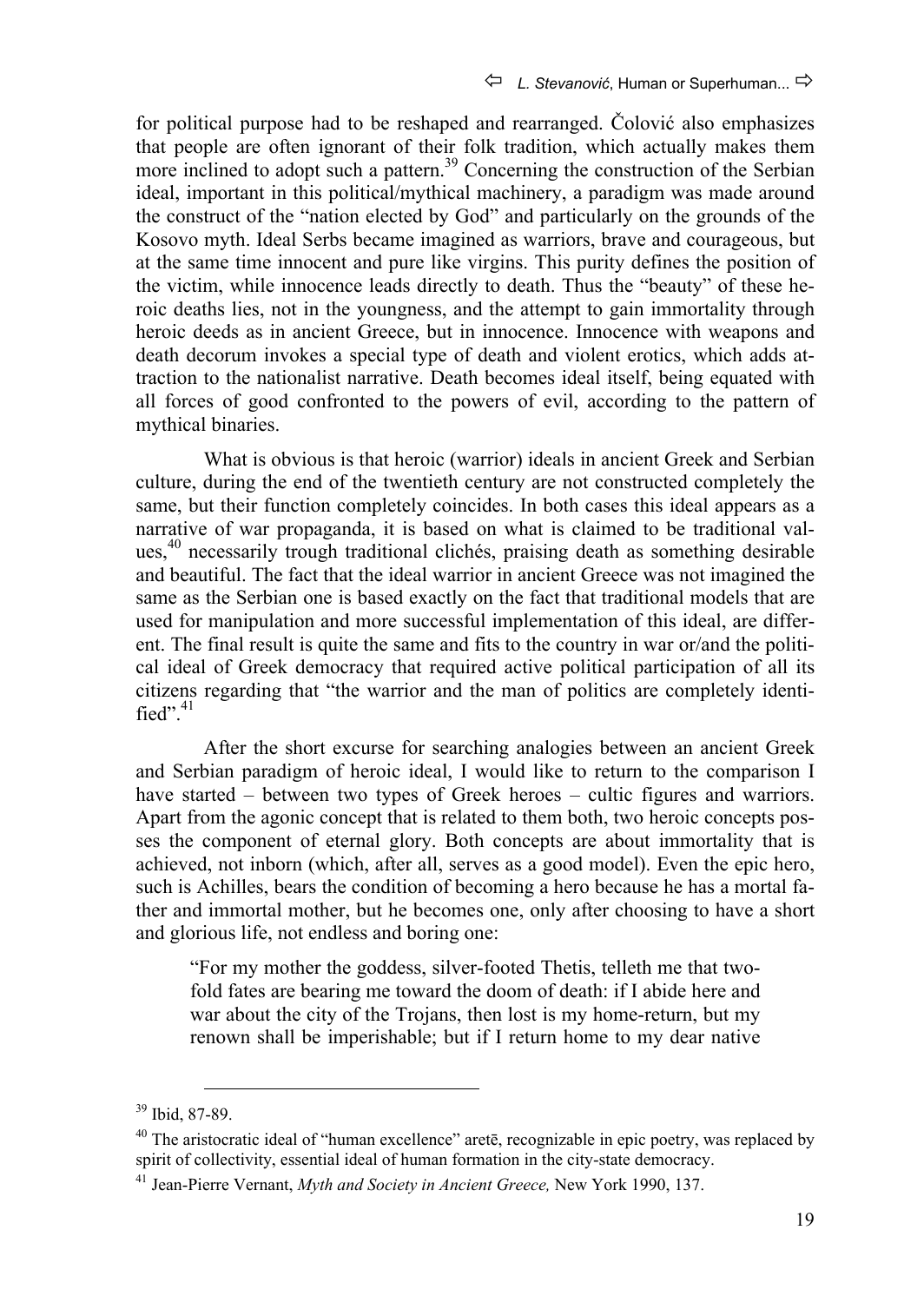for political purpose had to be reshaped and rearranged. Čolović also emphasizes that people are often ignorant of their folk tradition, which actually makes them more inclined to adopt such a pattern.[39] Concerning the construction of the Serbian ideal, important in this political/mythical machinery, a paradigm was made around the construct of the "nation elected by God" and particularly on the grounds of the Kosovo myth. Ideal Serbs became imagined as warriors, brave and courageous, but at the same time innocent and pure like virgins. This purity defines the position of the victim, while innocence leads directly to death. Thus the "beauty" of these heroic deaths lies, not in the youngness, and the attempt to gain immortality through heroic deeds as in ancient Greece, but in innocence. Innocence with weapons and death decorum invokes a special type of death and violent erotics, which adds attraction to the nationalist narrative. Death becomes ideal itself, being equated with all forces of good confronted to the powers of evil, according to the pattern of mythical binaries.

What is obvious is that heroic (warrior) ideals in ancient Greek and Serbian culture, during the end of the twentieth century are not constructed completely the same, but their function completely coincides. In both cases this ideal appears as a narrative of war propaganda, it is based on what is claimed to be traditional values,[40] necessarily trough traditional clichés, praising death as something desirable and beautiful. The fact that the ideal warrior in ancient Greece was not imagined the same as the Serbian one is based exactly on the fact that traditional models that are used for manipulation and more successful implementation of this ideal, are different. The final result is quite the same and fits to the country in war or/and the political ideal of Greek democracy that required active political participation of all its citizens regarding that "the warrior and the man of politics are completely identified".[41]

After the short excurse for searching analogies between an ancient Greek and Serbian paradigm of heroic ideal, I would like to return to the comparison I have started – between two types of Greek heroes – cultic figures and warriors. Apart from the agonic concept that is related to them both, two heroic concepts posses the component of eternal glory. Both concepts are about immortality that is achieved, not inborn (which, after all, serves as a good model). Even the epic hero, such is Achilles, bears the condition of becoming a hero because he has a mortal father and immortal mother, but he becomes one, only after choosing to have a short and glorious life, not endless and boring one:

> "For my mother the goddess, silver-footed Thetis, telleth me that twofold fates are bearing me toward the doom of death: if I abide here and war about the city of the Trojans, then lost is my home-return, but my renown shall be imperishable; but if I return home to my dear native

---

[39] Ibid, 87-89.

[40] The aristocratic ideal of "human excellence" aretē, recognizable in epic poetry, was replaced by spirit of collectivity, essential ideal of human formation in the city-state democracy.

[41] Jean-Pierre Vernant, *Myth and Society in Ancient Greece,* New York 1990, 137.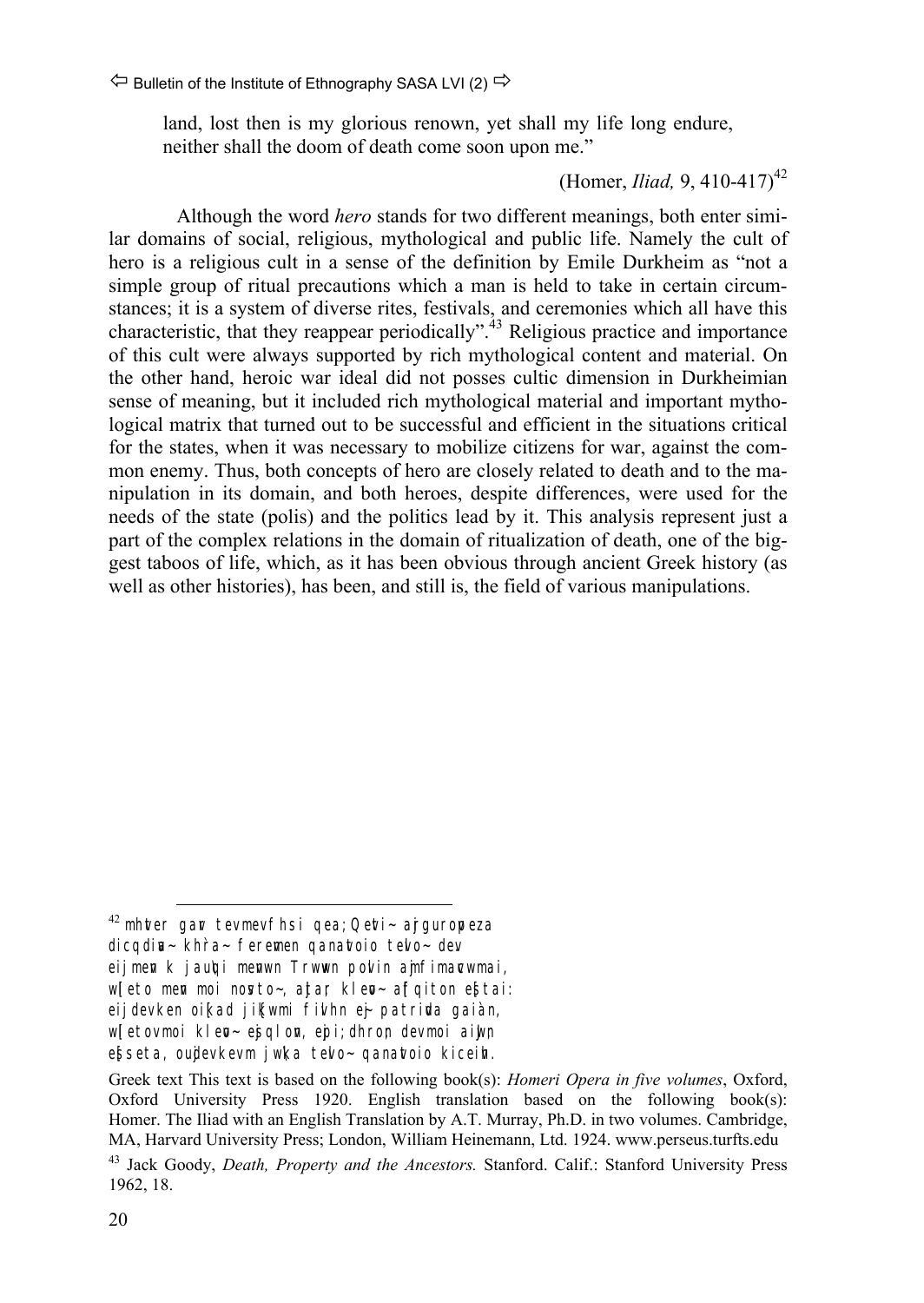land, lost then is my glorious renown, yet shall my life long endure, neither shall the doom of death come soon upon me."

(Homer, *Iliad,* 9, 410-417)[42]

Although the word *hero* stands for two different meanings, both enter similar domains of social, religious, mythological and public life. Namely the cult of hero is a religious cult in a sense of the definition by Emile Durkheim as "not a simple group of ritual precautions which a man is held to take in certain circumstances; it is a system of diverse rites, festivals, and ceremonies which all have this characteristic, that they reappear periodically".[43] Religious practice and importance of this cult were always supported by rich mythological content and material. On the other hand, heroic war ideal did not posses cultic dimension in Durkheimian sense of meaning, but it included rich mythological material and important mythological matrix that turned out to be successful and efficient in the situations critical for the states, when it was necessary to mobilize citizens for war, against the common enemy. Thus, both concepts of hero are closely related to death and to the manipulation in its domain, and both heroes, despite differences, were used for the needs of the state (polis) and the politics lead by it. This analysis represent just a part of the complex relations in the domain of ritualization of death, one of the biggest taboos of life, which, as it has been obvious through ancient Greek history (as well as other histories), has been, and still is, the field of various manipulations.

---

[42] mhvter gavr tev mev fhsi qea; Qevti~ ajrgurovpeza
dicqadiva~ khǹra~ ferevmen qanavtoio tevlo~ de.
eij mevn k jaujqi mevnwn Trwvwn povlin ajmfimavcwmai,
w[leto mevn moi novsto~, atjar kleva~ a[fqiton e[stai:
eij devken oi[kad ji[kwmi fivlhn ej~ patrivda gaiàn,
w[leto v moi kleva~ ejsqlovn, ejpi; dhron devmoi aijwn
e[sseta, oujdevkevm jwvka tevlo~ qanavtoio kiceivh.

Greek text This text is based on the following book(s): *Homeri Opera in five volumes*, Oxford, Oxford University Press 1920. English translation based on the following book(s): Homer. The Iliad with an English Translation by A.T. Murray, Ph.D. in two volumes. Cambridge, MA, Harvard University Press; London, William Heinemann, Ltd. 1924. www.perseus.turfts.edu

[43] Jack Goody, *Death, Property and the Ancestors.* Stanford. Calif.: Stanford University Press 1962, 18.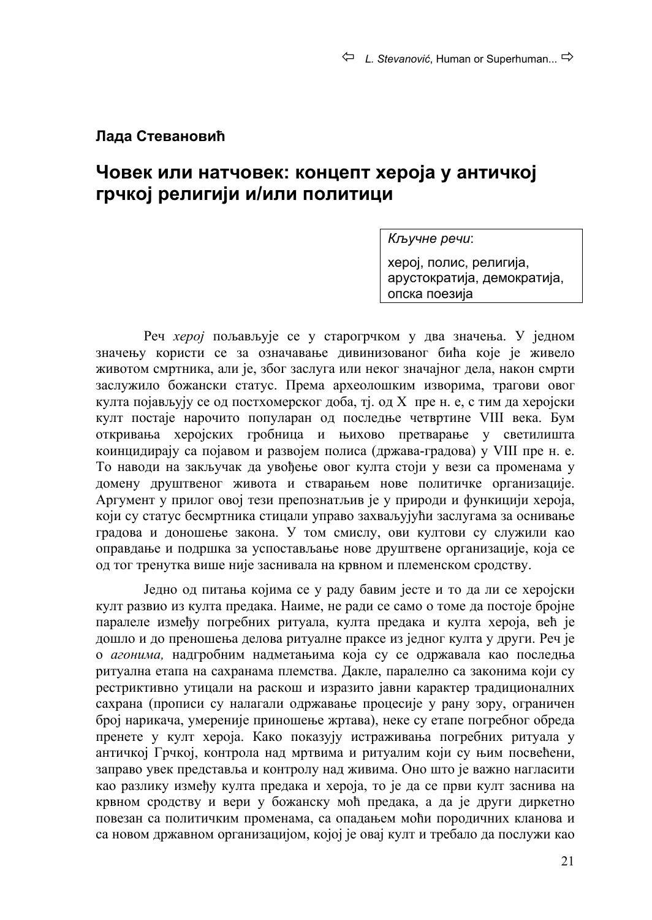**Лада Стевановић**

# Човек или натчовек: концепт хероја у античкој грчкој религији и/или политици

*Кључне речи*:

херој, полис, религија, арустократија, демократија, опска поезија

Реч *херој* пољављује се у старогрчком у два значења. У једном значењу користи се за означавање дивинизованог бића које је живело животом смртника, али је, због заслуга или неког значајног дела, након смрти заслужило божански статус. Према археолошким изворима, трагови овог култа појављују се од постхомерског доба, тј. од X пре н. е, с тим да херојски култ постаје нарочито популаран од последње четвртине VIII века. Бум откривања херојских гробница и њихово претварање у светилишта коинцидирају са појавом и развојем полиса (држава-градова) у VIII пре н. е. То наводи на закључак да увођење овог култа стоји у вези са променама у домену друштвеног живота и стварањем нове политичке организације. Аргумент у прилог овој тези препознатљив је у природи и функцији хероја, који су статус бесмртника стицали управо захваљујући заслугама за оснивање градова и доношење закона. У том смислу, ови култови су служили као оправдање и подршка за успостављање нове друштвене организације, која се од тог тренутка више није заснивала на крвном и племенском сродству.

Једно од питања којима се у раду бавим јесте и то да ли се херојски култ развио из култа предака. Наиме, не ради се само о томе да постоје бројне паралеле између погребних ритуала, култа предака и култа хероја, већ је дошло и до преношења делова ритуалне праксе из једног култа у други. Реч је о *агонима,* надгробним надметањима која су се одржавала као последња ритуална етапа на сахранама племства. Дакле, паралелно са законима који су рестриктивно утицали на раскош и изразито јавни карактер традиционалних сахрана (прописи су налагали одржавање процесије у рану зору, ограничен број нарикача, умереније приношење жртава), неке су етапе погребног обреда пренете у култ хероја. Како показују истраживања погребних ритуала у античкој Грчкој, контрола над мртвима и ритуалим који су њим посвећени, заправо увек представља и контролу над живима. Оно што је важно нагласити као разлику између култа предака и хероја, то је да се први култ заснива на крвном сродству и вери у божанску моћ предака, а да је други диркетно повезан са политичким променама, са опадањем моћи породичних кланова и са новом државном организацијом, којој је овај култ и требало да послужи као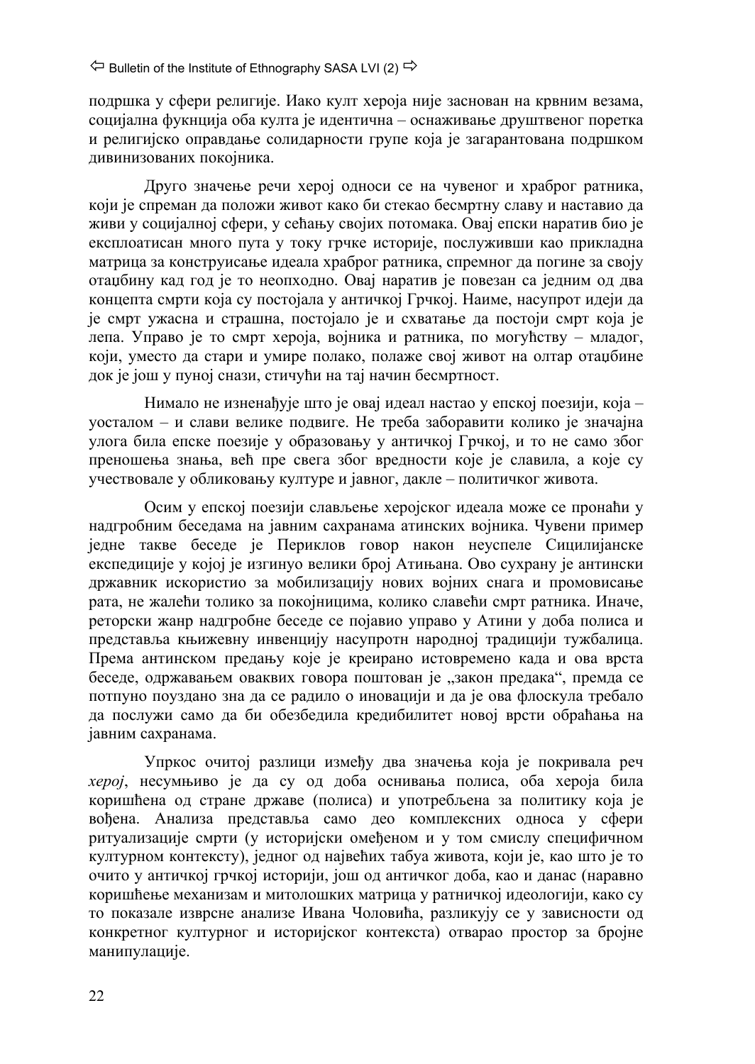подршка у сфери религије. Иако култ хероја није заснован на крвним везама, социјална фукнција оба култа је идентична – оснаживање друштвеног поретка и религијско оправдање солидарности групе која је загарантована подршком дивинизованих покојника.

Друго значење речи херој односи се на чувеног и храброг ратника, који је спреман да положи живот како би стекао бесмртну славу и наставио да живи у социјалној сфери, у сећању својих потомака. Овај епски наратив био је експлоатисан много пута у току грчке историје, послуживши као прикладна матрица за конструисање идеала храброг ратника, спремног да погине за своју отаџбину кад год је то неопходно. Овај наратив је повезан са једним од два концепта смрти која су постојала у античкој Грчкој. Наиме, насупрот идеји да је смрт ужасна и страшна, постојало је и схватање да постоји смрт која је лепа. Управо је то смрт хероја, војника и ратника, по могућству – младог, који, уместо да стари и умире полако, полаже свој живот на олтар отаџбине док је још у пуној снази, стичући на тај начин бесмртност.

Нимало не изненађује што је овај идеал настао у епској поезији, која – уосталом – и слави велике подвиге. Не треба заборавити колико је значајна улога била епске поезије у образовању у античкој Грчкој, и то не само због преношења знања, већ пре свега због вредности које је славила, а које су учествовале у обликовању културе и јавног, дакле – политичког живота.

Осим у епској поезији слављење херојског идеала може се пронаћи у надгробним беседама на јавним сахранама атинских војника. Чувени пример једне такве беседе је Периклов говор након неуспеле Сицилијанске експедиције у којој је изгинуо велики број Атињана. Ово сухрану је антински државник искористио за мобилизацију нових војних снага и промовисање рата, не жалећи толико за покојницима, колико славећи смрт ратника. Иначе, реторски жанр надгробне беседе се појавио управо у Атини у доба полиса и представља књижевну инвенцију насупротн народној традицији тужбалица. Према антинском предању које је креирано истовремено када и ова врста беседе, одржавањем оваквих говора поштован је „закон предака", премда се потпуно поуздано зна да се радило о иновацији и да је ова флоскула требало да послужи само да би обезбедила кредибилитет новој врсти обраћања на јавним сахранама.

Упркос очитој разлици између два значења која је покривала реч *херој*, несумњиво је да су од доба оснивања полиса, оба хероја била коришћена од стране државе (полиса) и употребљена за политику која је вођена. Анализа представља само део комплексних односа у сфери ритуализације смрти (у историјски омеђеном и у том смислу специфичном културном контексту), једног од највећих табуа живота, који је, као што је то очито у античкој грчкој историји, још од античког доба, као и данас (наравно коришћење механизам и митолошких матрица у ратничкој идеологији, како су то показале изврсне анализе Ивана Чоловића, разликују се у зависности од конкретног културног и историјског контекста) отварао простор за бројне манипулације.